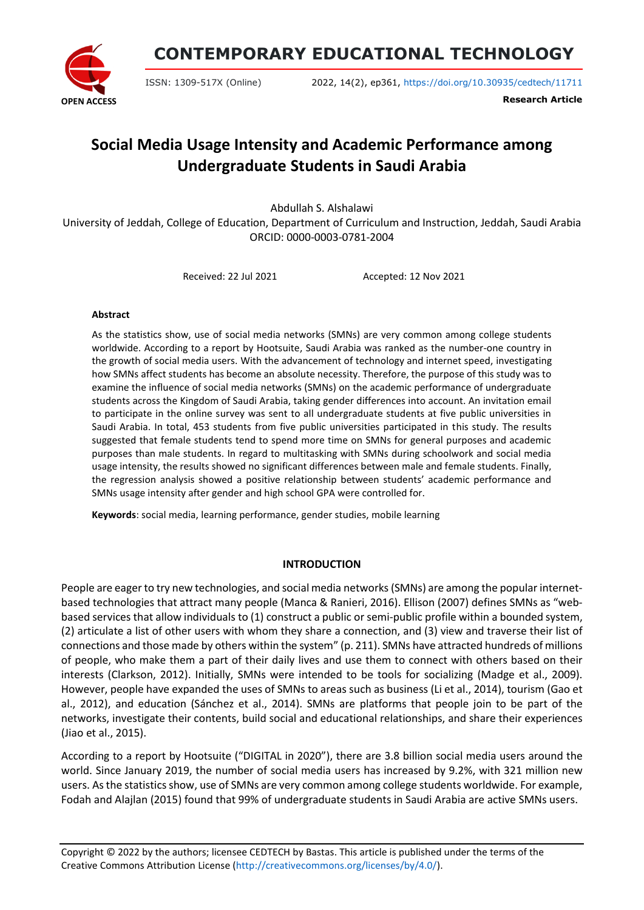# Social Media Usage Intensity and Academic Performance among Undergraduate Students in Saudi Arabia

Abdullah S. Alshalawi

University of Jeddah, College of Education, Department of Curriculum and Instruction, Jeddah, Saudi Arabia

ORCID: 0000-0003-0781-2004

Received: 22 Jul 2021 Accepted: 12 Nov 2021

**Abstract**

As the statistics show, use of social media networks (SMNs) are very common among college students worldwide. According to a report by Hootsuite, Saudi Arabia was ranked as the number-one country in the growth of social media users. With the advancement of technology and internet speed, investigating how SMNs affect students has become an absolute necessity. Therefore, the purpose of this study was to examine the influence of social media networks (SMNs) on the academic performance of undergraduate students across the Kingdom of Saudi Arabia, taking gender differences into account. An invitation email to participate in the online survey was sent to all undergraduate students at five public universities in Saudi Arabia. In total, 453 students from five public universities participated in this study. The results suggested that female students tend to spend more time on SMNs for general purposes and academic purposes than male students. In regard to multitasking with SMNs during schoolwork and social media usage intensity, the results showed no significant differences between male and female students. Finally, the regression analysis showed a positive relationship between students' academic performance and SMNs usage intensity after gender and high school GPA were controlled for.

**Keywords**: social media, learning performance, gender studies, mobile learning

## INTRODUCTION

People are eager to try new technologies, and social media networks (SMNs) are among the popular internet-based technologies that attract many people (Manca & Ranieri, 2016). Ellison (2007) defines SMNs as "web-based services that allow individuals to (1) construct a public or semi-public profile within a bounded system, (2) articulate a list of other users with whom they share a connection, and (3) view and traverse their list of connections and those made by others within the system" (p. 211). SMNs have attracted hundreds of millions of people, who make them a part of their daily lives and use them to connect with others based on their interests (Clarkson, 2012). Initially, SMNs were intended to be tools for socializing (Madge et al., 2009). However, people have expanded the uses of SMNs to areas such as business (Li et al., 2014), tourism (Gao et al., 2012), and education (Sánchez et al., 2014). SMNs are platforms that people join to be part of the networks, investigate their contents, build social and educational relationships, and share their experiences (Jiao et al., 2015).

According to a report by Hootsuite ("DIGITAL in 2020"), there are 3.8 billion social media users around the world. Since January 2019, the number of social media users has increased by 9.2%, with 321 million new users. As the statistics show, use of SMNs are very common among college students worldwide. For example, Fodah and Alajlan (2015) found that 99% of undergraduate students in Saudi Arabia are active SMNs users.

Copyright © 2022 by the authors; licensee CEDTECH by Bastas. This article is published under the terms of the Creative Commons Attribution License (http://creativecommons.org/licenses/by/4.0/).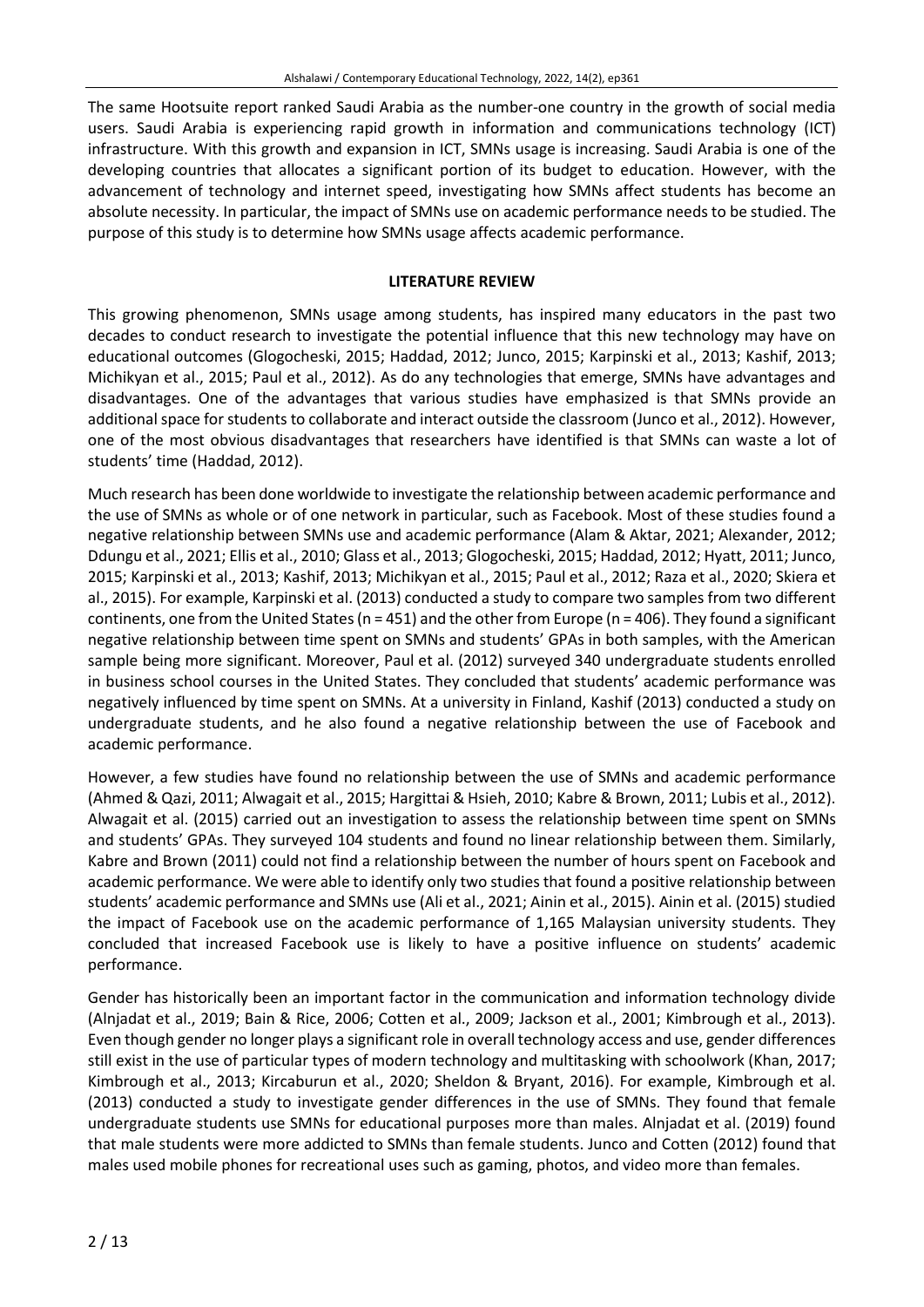The same Hootsuite report ranked Saudi Arabia as the number-one country in the growth of social media users. Saudi Arabia is experiencing rapid growth in information and communications technology (ICT) infrastructure. With this growth and expansion in ICT, SMNs usage is increasing. Saudi Arabia is one of the developing countries that allocates a significant portion of its budget to education. However, with the advancement of technology and internet speed, investigating how SMNs affect students has become an absolute necessity. In particular, the impact of SMNs use on academic performance needs to be studied. The purpose of this study is to determine how SMNs usage affects academic performance.

## LITERATURE REVIEW

This growing phenomenon, SMNs usage among students, has inspired many educators in the past two decades to conduct research to investigate the potential influence that this new technology may have on educational outcomes (Glogocheski, 2015; Haddad, 2012; Junco, 2015; Karpinski et al., 2013; Kashif, 2013; Michikyan et al., 2015; Paul et al., 2012). As do any technologies that emerge, SMNs have advantages and disadvantages. One of the advantages that various studies have emphasized is that SMNs provide an additional space for students to collaborate and interact outside the classroom (Junco et al., 2012). However, one of the most obvious disadvantages that researchers have identified is that SMNs can waste a lot of students' time (Haddad, 2012).

Much research has been done worldwide to investigate the relationship between academic performance and the use of SMNs as whole or of one network in particular, such as Facebook. Most of these studies found a negative relationship between SMNs use and academic performance (Alam & Aktar, 2021; Alexander, 2012; Ddungu et al., 2021; Ellis et al., 2010; Glass et al., 2013; Glogocheski, 2015; Haddad, 2012; Hyatt, 2011; Junco, 2015; Karpinski et al., 2013; Kashif, 2013; Michikyan et al., 2015; Paul et al., 2012; Raza et al., 2020; Skiera et al., 2015). For example, Karpinski et al. (2013) conducted a study to compare two samples from two different continents, one from the United States (n = 451) and the other from Europe (n = 406). They found a significant negative relationship between time spent on SMNs and students' GPAs in both samples, with the American sample being more significant. Moreover, Paul et al. (2012) surveyed 340 undergraduate students enrolled in business school courses in the United States. They concluded that students' academic performance was negatively influenced by time spent on SMNs. At a university in Finland, Kashif (2013) conducted a study on undergraduate students, and he also found a negative relationship between the use of Facebook and academic performance.

However, a few studies have found no relationship between the use of SMNs and academic performance (Ahmed & Qazi, 2011; Alwagait et al., 2015; Hargittai & Hsieh, 2010; Kabre & Brown, 2011; Lubis et al., 2012). Alwagait et al. (2015) carried out an investigation to assess the relationship between time spent on SMNs and students' GPAs. They surveyed 104 students and found no linear relationship between them. Similarly, Kabre and Brown (2011) could not find a relationship between the number of hours spent on Facebook and academic performance. We were able to identify only two studies that found a positive relationship between students' academic performance and SMNs use (Ali et al., 2021; Ainin et al., 2015). Ainin et al. (2015) studied the impact of Facebook use on the academic performance of 1,165 Malaysian university students. They concluded that increased Facebook use is likely to have a positive influence on students' academic performance.

Gender has historically been an important factor in the communication and information technology divide (Alnjadat et al., 2019; Bain & Rice, 2006; Cotten et al., 2009; Jackson et al., 2001; Kimbrough et al., 2013). Even though gender no longer plays a significant role in overall technology access and use, gender differences still exist in the use of particular types of modern technology and multitasking with schoolwork (Khan, 2017; Kimbrough et al., 2013; Kircaburun et al., 2020; Sheldon & Bryant, 2016). For example, Kimbrough et al. (2013) conducted a study to investigate gender differences in the use of SMNs. They found that female undergraduate students use SMNs for educational purposes more than males. Alnjadat et al. (2019) found that male students were more addicted to SMNs than female students. Junco and Cotten (2012) found that males used mobile phones for recreational uses such as gaming, photos, and video more than females.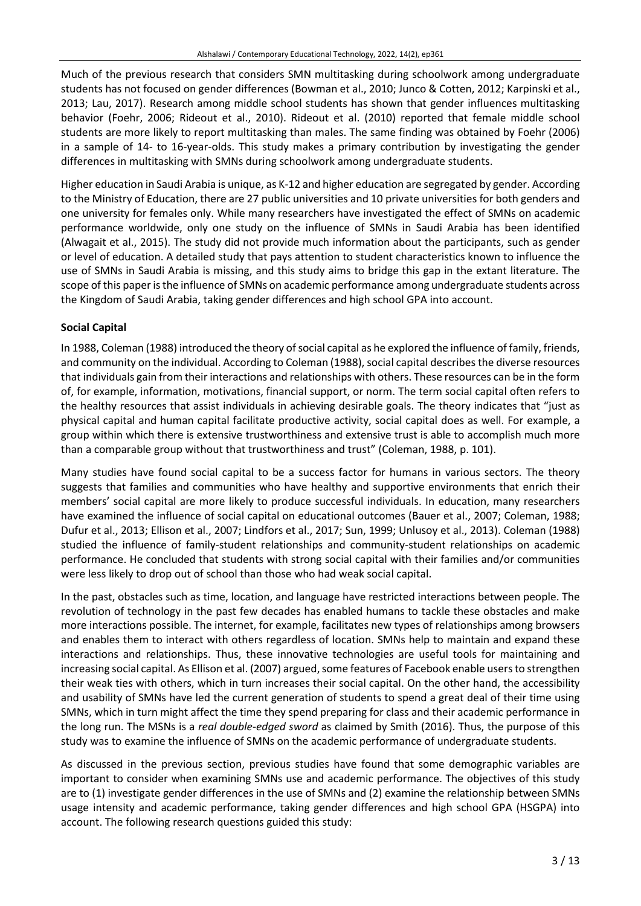Much of the previous research that considers SMN multitasking during schoolwork among undergraduate students has not focused on gender differences (Bowman et al., 2010; Junco & Cotten, 2012; Karpinski et al., 2013; Lau, 2017). Research among middle school students has shown that gender influences multitasking behavior (Foehr, 2006; Rideout et al., 2010). Rideout et al. (2010) reported that female middle school students are more likely to report multitasking than males. The same finding was obtained by Foehr (2006) in a sample of 14- to 16-year-olds. This study makes a primary contribution by investigating the gender differences in multitasking with SMNs during schoolwork among undergraduate students.

Higher education in Saudi Arabia is unique, as K-12 and higher education are segregated by gender. According to the Ministry of Education, there are 27 public universities and 10 private universities for both genders and one university for females only. While many researchers have investigated the effect of SMNs on academic performance worldwide, only one study on the influence of SMNs in Saudi Arabia has been identified (Alwagait et al., 2015). The study did not provide much information about the participants, such as gender or level of education. A detailed study that pays attention to student characteristics known to influence the use of SMNs in Saudi Arabia is missing, and this study aims to bridge this gap in the extant literature. The scope of this paper is the influence of SMNs on academic performance among undergraduate students across the Kingdom of Saudi Arabia, taking gender differences and high school GPA into account.

## Social Capital

In 1988, Coleman (1988) introduced the theory of social capital as he explored the influence of family, friends, and community on the individual. According to Coleman (1988), social capital describes the diverse resources that individuals gain from their interactions and relationships with others. These resources can be in the form of, for example, information, motivations, financial support, or norm. The term social capital often refers to the healthy resources that assist individuals in achieving desirable goals. The theory indicates that "just as physical capital and human capital facilitate productive activity, social capital does as well. For example, a group within which there is extensive trustworthiness and extensive trust is able to accomplish much more than a comparable group without that trustworthiness and trust" (Coleman, 1988, p. 101).

Many studies have found social capital to be a success factor for humans in various sectors. The theory suggests that families and communities who have healthy and supportive environments that enrich their members' social capital are more likely to produce successful individuals. In education, many researchers have examined the influence of social capital on educational outcomes (Bauer et al., 2007; Coleman, 1988; Dufur et al., 2013; Ellison et al., 2007; Lindfors et al., 2017; Sun, 1999; Unlusoy et al., 2013). Coleman (1988) studied the influence of family-student relationships and community-student relationships on academic performance. He concluded that students with strong social capital with their families and/or communities were less likely to drop out of school than those who had weak social capital.

In the past, obstacles such as time, location, and language have restricted interactions between people. The revolution of technology in the past few decades has enabled humans to tackle these obstacles and make more interactions possible. The internet, for example, facilitates new types of relationships among browsers and enables them to interact with others regardless of location. SMNs help to maintain and expand these interactions and relationships. Thus, these innovative technologies are useful tools for maintaining and increasing social capital. As Ellison et al. (2007) argued, some features of Facebook enable users to strengthen their weak ties with others, which in turn increases their social capital. On the other hand, the accessibility and usability of SMNs have led the current generation of students to spend a great deal of their time using SMNs, which in turn might affect the time they spend preparing for class and their academic performance in the long run. The MSNs is a *real double-edged sword* as claimed by Smith (2016). Thus, the purpose of this study was to examine the influence of SMNs on the academic performance of undergraduate students.

As discussed in the previous section, previous studies have found that some demographic variables are important to consider when examining SMNs use and academic performance. The objectives of this study are to (1) investigate gender differences in the use of SMNs and (2) examine the relationship between SMNs usage intensity and academic performance, taking gender differences and high school GPA (HSGPA) into account. The following research questions guided this study: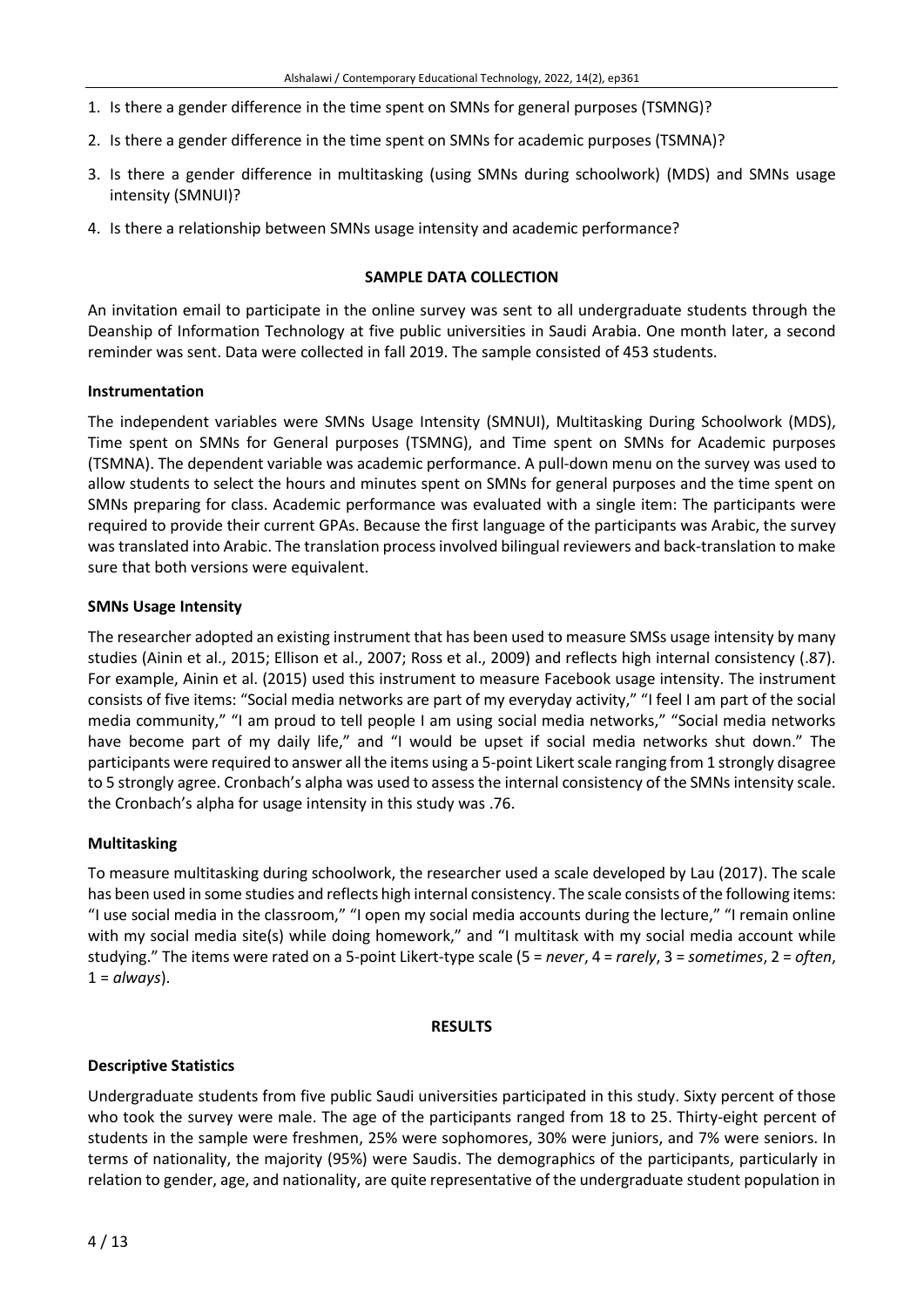1. Is there a gender difference in the time spent on SMNs for general purposes (TSMNG)?
2. Is there a gender difference in the time spent on SMNs for academic purposes (TSMNA)?
3. Is there a gender difference in multitasking (using SMNs during schoolwork) (MDS) and SMNs usage intensity (SMNUI)?
4. Is there a relationship between SMNs usage intensity and academic performance?

## SAMPLE DATA COLLECTION

An invitation email to participate in the online survey was sent to all undergraduate students through the Deanship of Information Technology at five public universities in Saudi Arabia. One month later, a second reminder was sent. Data were collected in fall 2019. The sample consisted of 453 students.

### Instrumentation

The independent variables were SMNs Usage Intensity (SMNUI), Multitasking During Schoolwork (MDS), Time spent on SMNs for General purposes (TSMNG), and Time spent on SMNs for Academic purposes (TSMNA). The dependent variable was academic performance. A pull-down menu on the survey was used to allow students to select the hours and minutes spent on SMNs for general purposes and the time spent on SMNs preparing for class. Academic performance was evaluated with a single item: The participants were required to provide their current GPAs. Because the first language of the participants was Arabic, the survey was translated into Arabic. The translation process involved bilingual reviewers and back-translation to make sure that both versions were equivalent.

### SMNs Usage Intensity

The researcher adopted an existing instrument that has been used to measure SMSs usage intensity by many studies (Ainin et al., 2015; Ellison et al., 2007; Ross et al., 2009) and reflects high internal consistency (.87). For example, Ainin et al. (2015) used this instrument to measure Facebook usage intensity. The instrument consists of five items: "Social media networks are part of my everyday activity," "I feel I am part of the social media community," "I am proud to tell people I am using social media networks," "Social media networks have become part of my daily life," and "I would be upset if social media networks shut down." The participants were required to answer all the items using a 5-point Likert scale ranging from 1 strongly disagree to 5 strongly agree. Cronbach's alpha was used to assess the internal consistency of the SMNs intensity scale. the Cronbach's alpha for usage intensity in this study was .76.

### Multitasking

To measure multitasking during schoolwork, the researcher used a scale developed by Lau (2017). The scale has been used in some studies and reflects high internal consistency. The scale consists of the following items: "I use social media in the classroom," "I open my social media accounts during the lecture," "I remain online with my social media site(s) while doing homework," and "I multitask with my social media account while studying." The items were rated on a 5-point Likert-type scale (5 = *never*, 4 = *rarely*, 3 = *sometimes*, 2 = *often*, 1 = *always*).

## RESULTS

### Descriptive Statistics

Undergraduate students from five public Saudi universities participated in this study. Sixty percent of those who took the survey were male. The age of the participants ranged from 18 to 25. Thirty-eight percent of students in the sample were freshmen, 25% were sophomores, 30% were juniors, and 7% were seniors. In terms of nationality, the majority (95%) were Saudis. The demographics of the participants, particularly in relation to gender, age, and nationality, are quite representative of the undergraduate student population in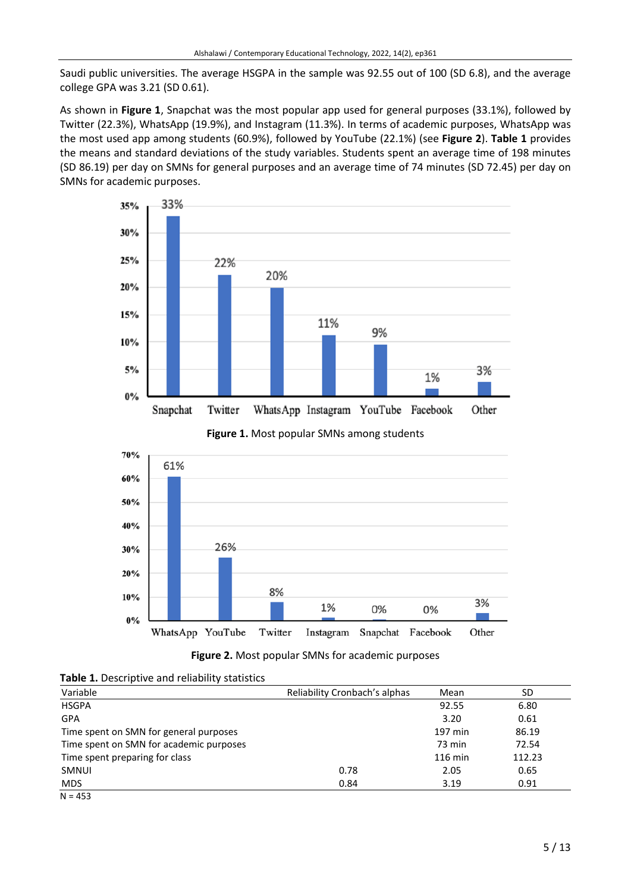Saudi public universities. The average HSGPA in the sample was 92.55 out of 100 (SD 6.8), and the average college GPA was 3.21 (SD 0.61).

As shown in **Figure 1**, Snapchat was the most popular app used for general purposes (33.1%), followed by Twitter (22.3%), WhatsApp (19.9%), and Instagram (11.3%). In terms of academic purposes, WhatsApp was the most used app among students (60.9%), followed by YouTube (22.1%) (see **Figure 2**). **Table 1** provides the means and standard deviations of the study variables. Students spent an average time of 198 minutes (SD 86.19) per day on SMNs for general purposes and an average time of 74 minutes (SD 72.45) per day on SMNs for academic purposes.

**Figure 1.** Most popular SMNs among students

**Figure 2.** Most popular SMNs for academic purposes

**Table 1.** Descriptive and reliability statistics

| Variable | Reliability Cronbach's alphas | Mean | SD |
|---|---|---|---|
| HSGPA | | 92.55 | 6.80 |
| GPA | | 3.20 | 0.61 |
| Time spent on SMN for general purposes | | 197 min | 86.19 |
| Time spent on SMN for academic purposes | | 73 min | 72.54 |
| Time spent preparing for class | | 116 min | 112.23 |
| SMNUI | 0.78 | 2.05 | 0.65 |
| MDS | 0.84 | 3.19 | 0.91 |

N = 453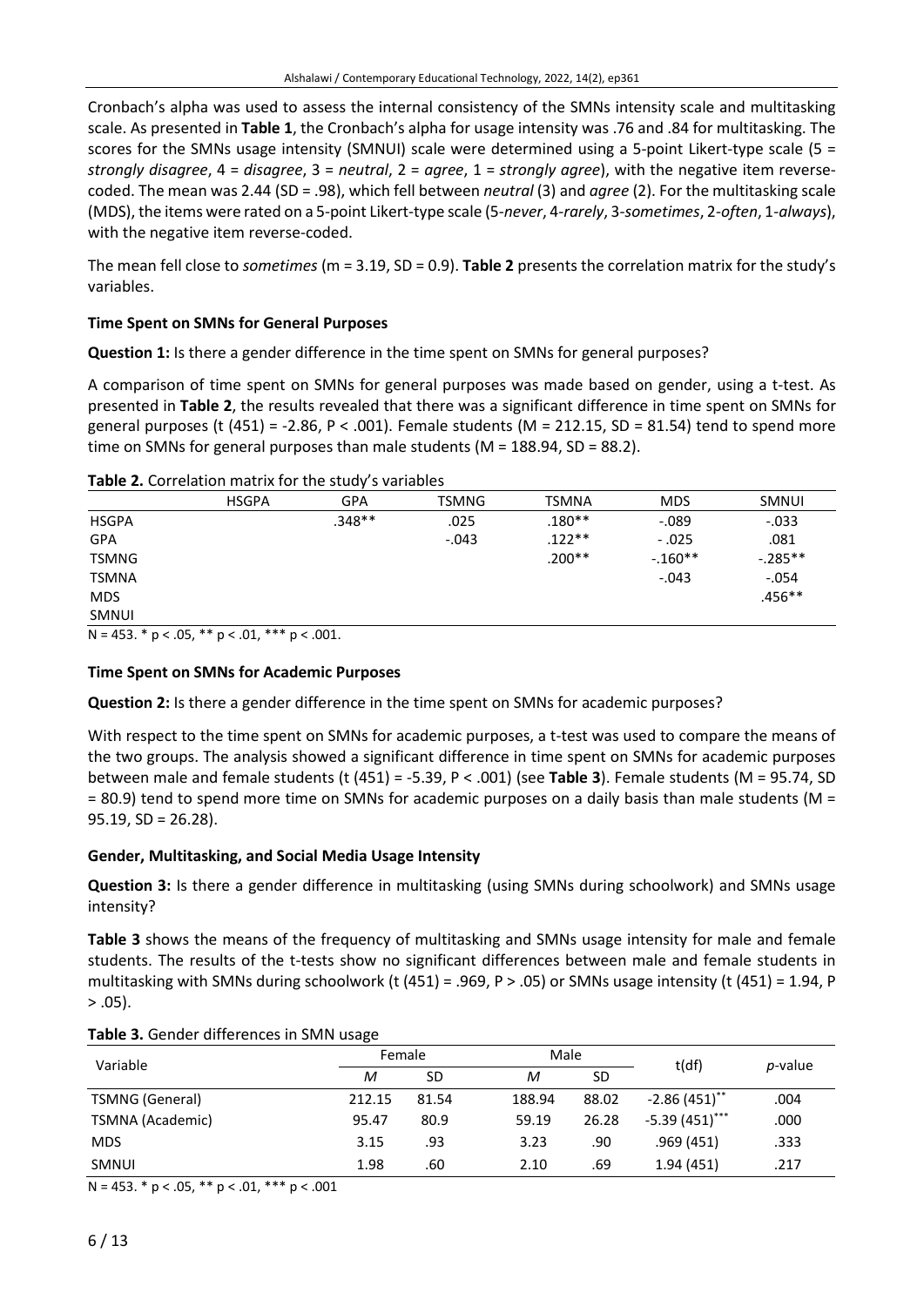Cronbach's alpha was used to assess the internal consistency of the SMNs intensity scale and multitasking scale. As presented in **Table 1**, the Cronbach's alpha for usage intensity was .76 and .84 for multitasking. The scores for the SMNs usage intensity (SMNUI) scale were determined using a 5-point Likert-type scale (5 = *strongly disagree*, 4 = *disagree*, 3 = *neutral*, 2 = *agree*, 1 = *strongly agree*), with the negative item reverse-coded. The mean was 2.44 (SD = .98), which fell between *neutral* (3) and *agree* (2). For the multitasking scale (MDS), the items were rated on a 5-point Likert-type scale (5-*never*, 4-*rarely*, 3-*sometimes*, 2-*often*, 1-*always*), with the negative item reverse-coded.

The mean fell close to *sometimes* (m = 3.19, SD = 0.9). **Table 2** presents the correlation matrix for the study's variables.

### Time Spent on SMNs for General Purposes

**Question 1:** Is there a gender difference in the time spent on SMNs for general purposes?

A comparison of time spent on SMNs for general purposes was made based on gender, using a t-test. As presented in **Table 2**, the results revealed that there was a significant difference in time spent on SMNs for general purposes ($t (451) = -2.86$, $P < .001$). Female students (M = 212.15, SD = 81.54) tend to spend more time on SMNs for general purposes than male students (M = 188.94, SD = 88.2).

**Table 2.** Correlation matrix for the study's variables

| | HSGPA | GPA | TSMNG | TSMNA | MDS | SMNUI |
|---|---|---|---|---|---|---|
| HSGPA | | .348** | .025 | .180** | -.089 | -.033 |
| GPA | | | -.043 | .122** | - .025 | .081 |
| TSMNG | | | | .200** | -.160** | -.285** |
| TSMNA | | | | | -.043 | -.054 |
| MDS | | | | | | .456** |
| SMNUI | | | | | | |

N = 453. * $p < .05$, ** $p < .01$, *** $p < .001$.

### Time Spent on SMNs for Academic Purposes

**Question 2:** Is there a gender difference in the time spent on SMNs for academic purposes?

With respect to the time spent on SMNs for academic purposes, a t-test was used to compare the means of the two groups. The analysis showed a significant difference in time spent on SMNs for academic purposes between male and female students ($t (451) = -5.39$, $P < .001$) (see **Table 3**). Female students (M = 95.74, SD = 80.9) tend to spend more time on SMNs for academic purposes on a daily basis than male students (M = 95.19, SD = 26.28).

### Gender, Multitasking, and Social Media Usage Intensity

**Question 3:** Is there a gender difference in multitasking (using SMNs during schoolwork) and SMNs usage intensity?

**Table 3** shows the means of the frequency of multitasking and SMNs usage intensity for male and female students. The results of the t-tests show no significant differences between male and female students in multitasking with SMNs during schoolwork ($t (451) = .969$, $P > .05$) or SMNs usage intensity ($t (451) = 1.94$, $P > .05$).

**Table 3.** Gender differences in SMN usage

| Variable | Female | | Male | | t(df) | *p*-value |
|---|---|---|---|---|---|---|
| | *M* | SD | *M* | SD | | |
| TSMNG (General) | 212.15 | 81.54 | 188.94 | 88.02 | -2.86 (451)** | .004 |
| TSMNA (Academic) | 95.47 | 80.9 | 59.19 | 26.28 | -5.39 (451)*** | .000 |
| MDS | 3.15 | .93 | 3.23 | .90 | .969 (451) | .333 |
| SMNUI | 1.98 | .60 | 2.10 | .69 | 1.94 (451) | .217 |

N = 453. * $p < .05$, ** $p < .01$, *** $p < .001$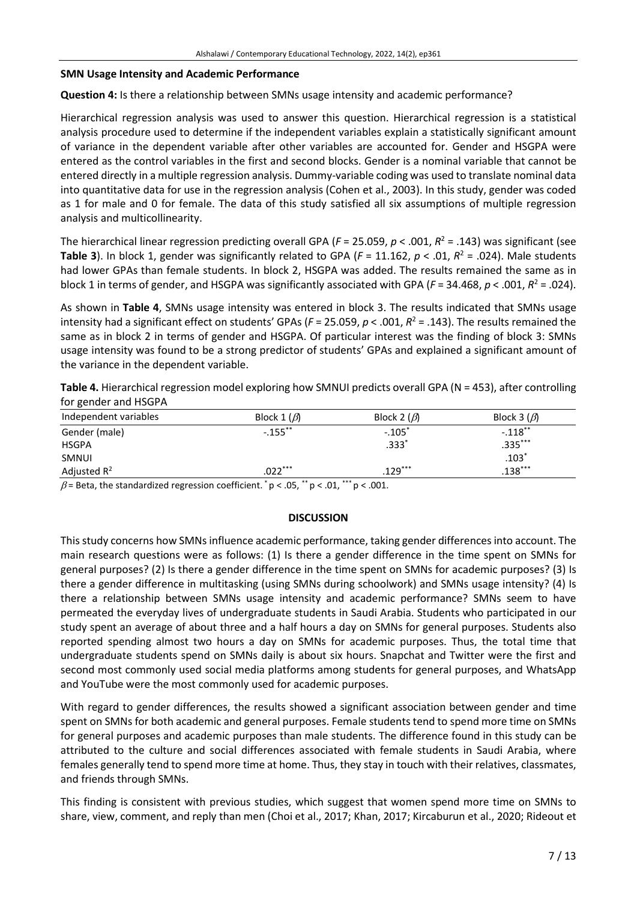### SMN Usage Intensity and Academic Performance

**Question 4:** Is there a relationship between SMNs usage intensity and academic performance?

Hierarchical regression analysis was used to answer this question. Hierarchical regression is a statistical analysis procedure used to determine if the independent variables explain a statistically significant amount of variance in the dependent variable after other variables are accounted for. Gender and HSGPA were entered as the control variables in the first and second blocks. Gender is a nominal variable that cannot be entered directly in a multiple regression analysis. Dummy-variable coding was used to translate nominal data into quantitative data for use in the regression analysis (Cohen et al., 2003). In this study, gender was coded as 1 for male and 0 for female. The data of this study satisfied all six assumptions of multiple regression analysis and multicollinearity.

The hierarchical linear regression predicting overall GPA ($F = 25.059$, $p < .001$, $R^2 = .143$) was significant (see **Table 3**). In block 1, gender was significantly related to GPA ($F = 11.162$, $p < .01$, $R^2 = .024$). Male students had lower GPAs than female students. In block 2, HSGPA was added. The results remained the same as in block 1 in terms of gender, and HSGPA was significantly associated with GPA ($F = 34.468$, $p < .001$, $R^2 = .024$).

As shown in **Table 4**, SMNs usage intensity was entered in block 3. The results indicated that SMNs usage intensity had a significant effect on students' GPAs ($F = 25.059$, $p < .001$, $R^2 = .143$). The results remained the same as in block 2 in terms of gender and HSGPA. Of particular interest was the finding of block 3: SMNs usage intensity was found to be a strong predictor of students' GPAs and explained a significant amount of the variance in the dependent variable.

**Table 4.** Hierarchical regression model exploring how SMNUI predicts overall GPA (N = 453), after controlling for gender and HSGPA

| Independent variables | Block 1 ($\beta$) | Block 2 ($\beta$) | Block 3 ($\beta$) |
|---|---|---|---|
| Gender (male) | $-.155^{**}$ | $-.105^{*}$ | $-.118^{**}$ |
| HSGPA | | $.333^{*}$ | $.335^{***}$ |
| SMNUI | | | $.103^{*}$ |
| Adjusted $R^2$ | $.022^{***}$ | $.129^{***}$ | $.138^{***}$ |

$\beta$ = Beta, the standardized regression coefficient. $^{*}p < .05$, $^{**}p < .01$, $^{***}p < .001$.

## DISCUSSION

This study concerns how SMNs influence academic performance, taking gender differences into account. The main research questions were as follows: (1) Is there a gender difference in the time spent on SMNs for general purposes? (2) Is there a gender difference in the time spent on SMNs for academic purposes? (3) Is there a gender difference in multitasking (using SMNs during schoolwork) and SMNs usage intensity? (4) Is there a relationship between SMNs usage intensity and academic performance? SMNs seem to have permeated the everyday lives of undergraduate students in Saudi Arabia. Students who participated in our study spent an average of about three and a half hours a day on SMNs for general purposes. Students also reported spending almost two hours a day on SMNs for academic purposes. Thus, the total time that undergraduate students spend on SMNs daily is about six hours. Snapchat and Twitter were the first and second most commonly used social media platforms among students for general purposes, and WhatsApp and YouTube were the most commonly used for academic purposes.

With regard to gender differences, the results showed a significant association between gender and time spent on SMNs for both academic and general purposes. Female students tend to spend more time on SMNs for general purposes and academic purposes than male students. The difference found in this study can be attributed to the culture and social differences associated with female students in Saudi Arabia, where females generally tend to spend more time at home. Thus, they stay in touch with their relatives, classmates, and friends through SMNs.

This finding is consistent with previous studies, which suggest that women spend more time on SMNs to share, view, comment, and reply than men (Choi et al., 2017; Khan, 2017; Kircaburun et al., 2020; Rideout et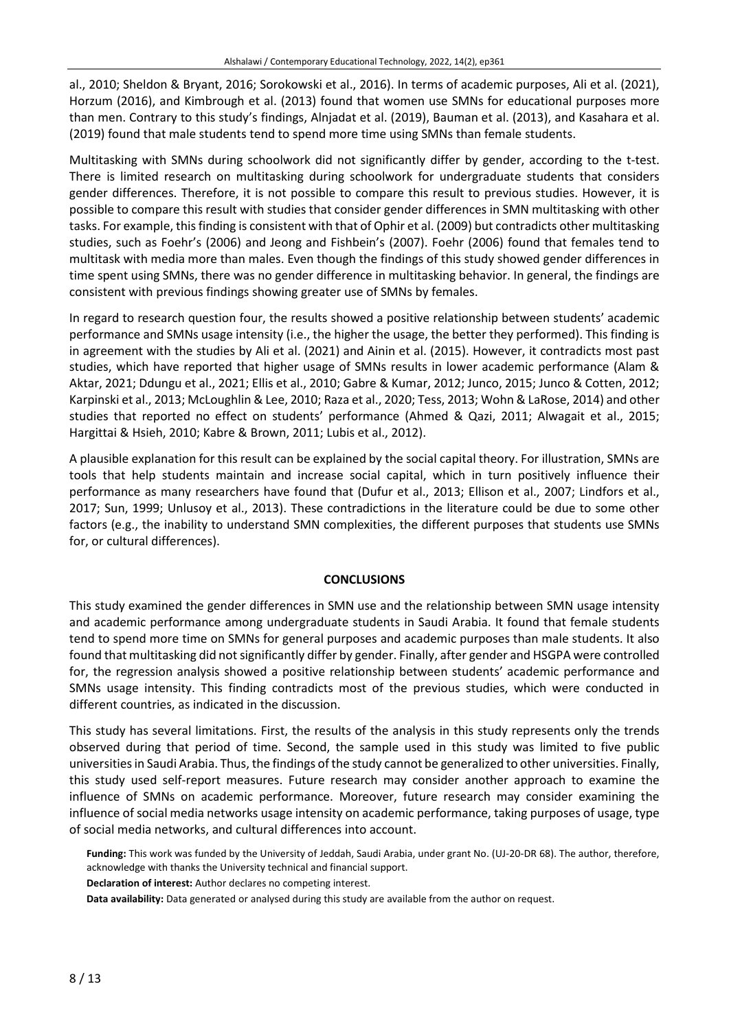al., 2010; Sheldon & Bryant, 2016; Sorokowski et al., 2016). In terms of academic purposes, Ali et al. (2021), Horzum (2016), and Kimbrough et al. (2013) found that women use SMNs for educational purposes more than men. Contrary to this study's findings, Alnjadat et al. (2019), Bauman et al. (2013), and Kasahara et al. (2019) found that male students tend to spend more time using SMNs than female students.

Multitasking with SMNs during schoolwork did not significantly differ by gender, according to the t-test. There is limited research on multitasking during schoolwork for undergraduate students that considers gender differences. Therefore, it is not possible to compare this result to previous studies. However, it is possible to compare this result with studies that consider gender differences in SMN multitasking with other tasks. For example, this finding is consistent with that of Ophir et al. (2009) but contradicts other multitasking studies, such as Foehr's (2006) and Jeong and Fishbein's (2007). Foehr (2006) found that females tend to multitask with media more than males. Even though the findings of this study showed gender differences in time spent using SMNs, there was no gender difference in multitasking behavior. In general, the findings are consistent with previous findings showing greater use of SMNs by females.

In regard to research question four, the results showed a positive relationship between students' academic performance and SMNs usage intensity (i.e., the higher the usage, the better they performed). This finding is in agreement with the studies by Ali et al. (2021) and Ainin et al. (2015). However, it contradicts most past studies, which have reported that higher usage of SMNs results in lower academic performance (Alam & Aktar, 2021; Ddungu et al., 2021; Ellis et al., 2010; Gabre & Kumar, 2012; Junco, 2015; Junco & Cotten, 2012; Karpinski et al., 2013; McLoughlin & Lee, 2010; Raza et al., 2020; Tess, 2013; Wohn & LaRose, 2014) and other studies that reported no effect on students' performance (Ahmed & Qazi, 2011; Alwagait et al., 2015; Hargittai & Hsieh, 2010; Kabre & Brown, 2011; Lubis et al., 2012).

A plausible explanation for this result can be explained by the social capital theory. For illustration, SMNs are tools that help students maintain and increase social capital, which in turn positively influence their performance as many researchers have found that (Dufur et al., 2013; Ellison et al., 2007; Lindfors et al., 2017; Sun, 1999; Unlusoy et al., 2013). These contradictions in the literature could be due to some other factors (e.g., the inability to understand SMN complexities, the different purposes that students use SMNs for, or cultural differences).

## CONCLUSIONS

This study examined the gender differences in SMN use and the relationship between SMN usage intensity and academic performance among undergraduate students in Saudi Arabia. It found that female students tend to spend more time on SMNs for general purposes and academic purposes than male students. It also found that multitasking did not significantly differ by gender. Finally, after gender and HSGPA were controlled for, the regression analysis showed a positive relationship between students' academic performance and SMNs usage intensity. This finding contradicts most of the previous studies, which were conducted in different countries, as indicated in the discussion.

This study has several limitations. First, the results of the analysis in this study represents only the trends observed during that period of time. Second, the sample used in this study was limited to five public universities in Saudi Arabia. Thus, the findings of the study cannot be generalized to other universities. Finally, this study used self-report measures. Future research may consider another approach to examine the influence of SMNs on academic performance. Moreover, future research may consider examining the influence of social media networks usage intensity on academic performance, taking purposes of usage, type of social media networks, and cultural differences into account.

**Funding:** This work was funded by the University of Jeddah, Saudi Arabia, under grant No. (UJ-20-DR 68). The author, therefore, acknowledge with thanks the University technical and financial support.

**Declaration of interest:** Author declares no competing interest.

**Data availability:** Data generated or analysed during this study are available from the author on request.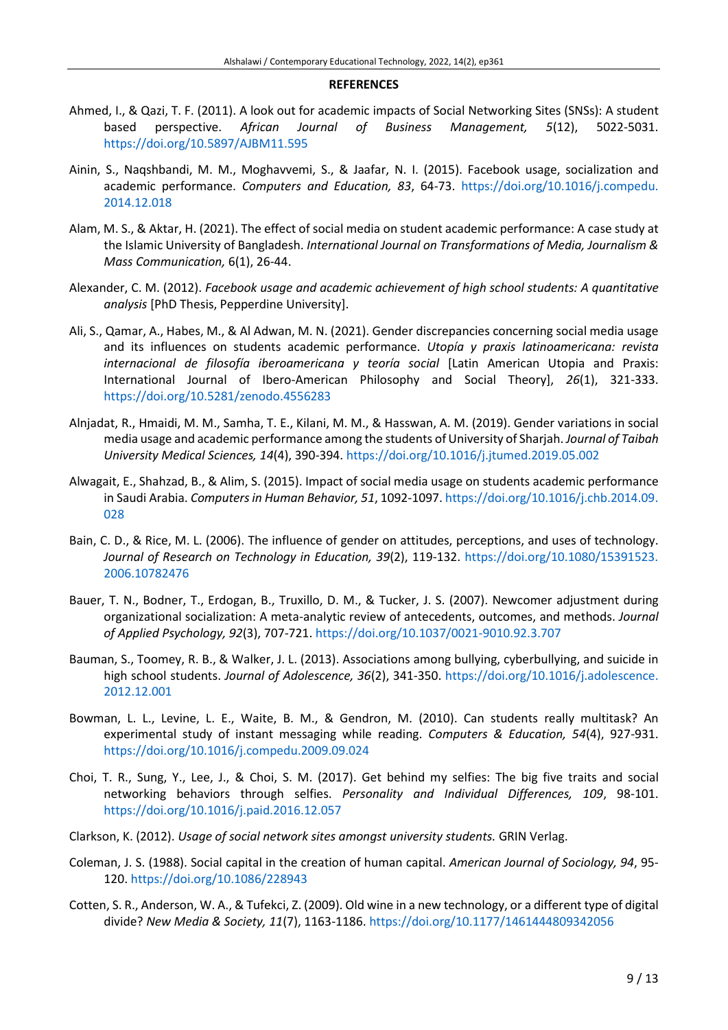**REFERENCES**

Ahmed, I., & Qazi, T. F. (2011). A look out for academic impacts of Social Networking Sites (SNSs): A student based perspective. *African Journal of Business Management, 5*(12), 5022-5031. https://doi.org/10.5897/AJBM11.595

Ainin, S., Naqshbandi, M. M., Moghavvemi, S., & Jaafar, N. I. (2015). Facebook usage, socialization and academic performance. *Computers and Education, 83*, 64-73. https://doi.org/10.1016/j.compedu.2014.12.018

Alam, M. S., & Aktar, H. (2021). The effect of social media on student academic performance: A case study at the Islamic University of Bangladesh. *International Journal on Transformations of Media, Journalism & Mass Communication,* 6(1), 26-44.

Alexander, C. M. (2012). *Facebook usage and academic achievement of high school students: A quantitative analysis* [PhD Thesis, Pepperdine University].

Ali, S., Qamar, A., Habes, M., & Al Adwan, M. N. (2021). Gender discrepancies concerning social media usage and its influences on students academic performance. *Utopía y praxis latinoamericana: revista internacional de filosofía iberoamericana y teoría social* [Latin American Utopia and Praxis: International Journal of Ibero-American Philosophy and Social Theory], *26*(1), 321-333. https://doi.org/10.5281/zenodo.4556283

Alnjadat, R., Hmaidi, M. M., Samha, T. E., Kilani, M. M., & Hasswan, A. M. (2019). Gender variations in social media usage and academic performance among the students of University of Sharjah. *Journal of Taibah University Medical Sciences, 14*(4), 390-394. https://doi.org/10.1016/j.jtumed.2019.05.002

Alwagait, E., Shahzad, B., & Alim, S. (2015). Impact of social media usage on students academic performance in Saudi Arabia. *Computers in Human Behavior, 51*, 1092-1097. https://doi.org/10.1016/j.chb.2014.09.028

Bain, C. D., & Rice, M. L. (2006). The influence of gender on attitudes, perceptions, and uses of technology. *Journal of Research on Technology in Education, 39*(2), 119-132. https://doi.org/10.1080/15391523.2006.10782476

Bauer, T. N., Bodner, T., Erdogan, B., Truxillo, D. M., & Tucker, J. S. (2007). Newcomer adjustment during organizational socialization: A meta-analytic review of antecedents, outcomes, and methods. *Journal of Applied Psychology, 92*(3), 707-721. https://doi.org/10.1037/0021-9010.92.3.707

Bauman, S., Toomey, R. B., & Walker, J. L. (2013). Associations among bullying, cyberbullying, and suicide in high school students. *Journal of Adolescence, 36*(2), 341-350. https://doi.org/10.1016/j.adolescence.2012.12.001

Bowman, L. L., Levine, L. E., Waite, B. M., & Gendron, M. (2010). Can students really multitask? An experimental study of instant messaging while reading. *Computers & Education, 54*(4), 927-931. https://doi.org/10.1016/j.compedu.2009.09.024

Choi, T. R., Sung, Y., Lee, J., & Choi, S. M. (2017). Get behind my selfies: The big five traits and social networking behaviors through selfies. *Personality and Individual Differences, 109*, 98-101. https://doi.org/10.1016/j.paid.2016.12.057

Clarkson, K. (2012). *Usage of social network sites amongst university students.* GRIN Verlag.

Coleman, J. S. (1988). Social capital in the creation of human capital. *American Journal of Sociology, 94*, 95-120. https://doi.org/10.1086/228943

Cotten, S. R., Anderson, W. A., & Tufekci, Z. (2009). Old wine in a new technology, or a different type of digital divide? *New Media & Society, 11*(7), 1163-1186. https://doi.org/10.1177/1461444809342056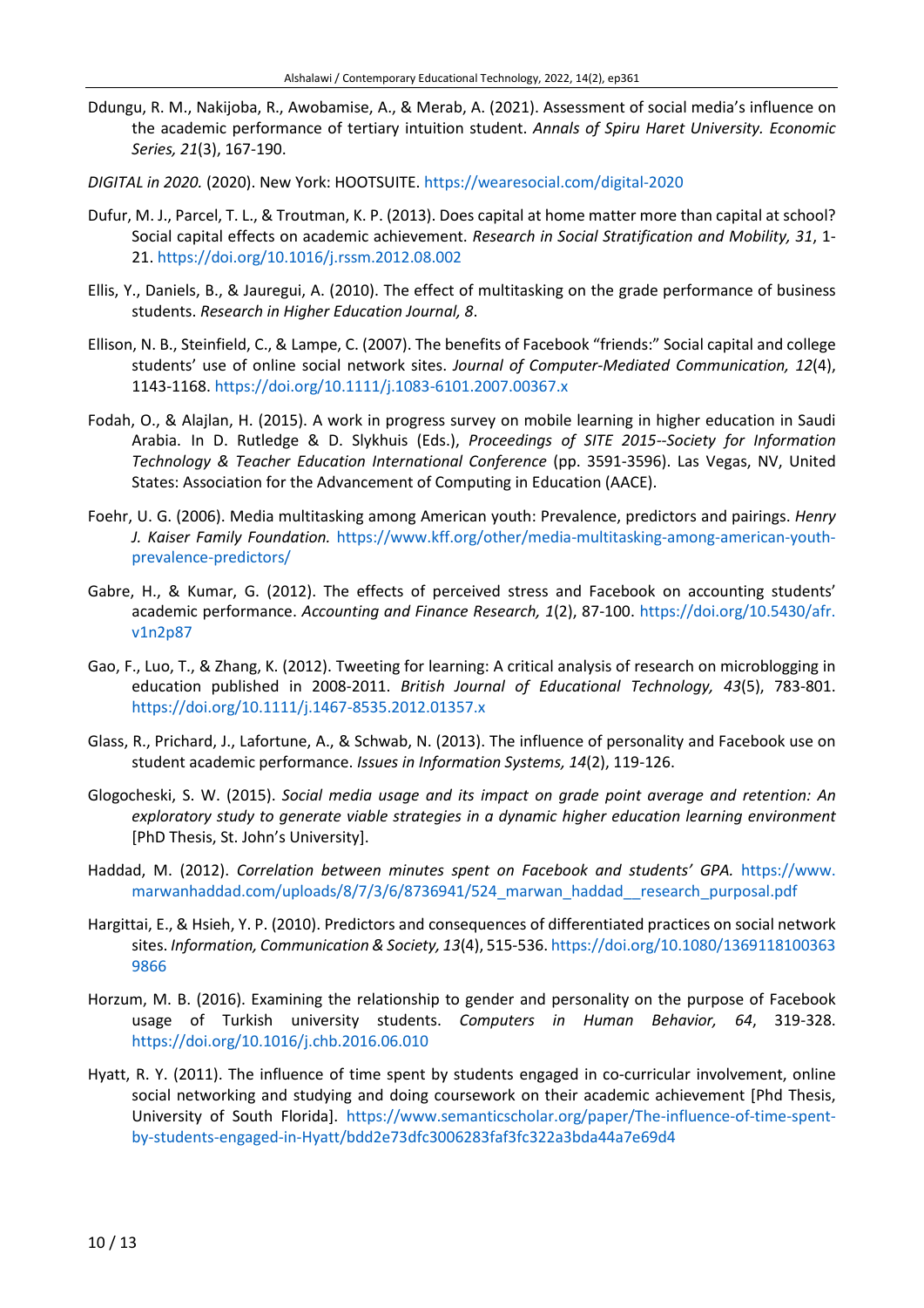Ddungu, R. M., Nakijoba, R., Awobamise, A., & Merab, A. (2021). Assessment of social media's influence on the academic performance of tertiary intuition student. *Annals of Spiru Haret University. Economic Series, 21*(3), 167-190.

*DIGITAL in 2020.* (2020). New York: HOOTSUITE. https://wearesocial.com/digital-2020

Dufur, M. J., Parcel, T. L., & Troutman, K. P. (2013). Does capital at home matter more than capital at school? Social capital effects on academic achievement. *Research in Social Stratification and Mobility, 31*, 1-21. https://doi.org/10.1016/j.rssm.2012.08.002

Ellis, Y., Daniels, B., & Jauregui, A. (2010). The effect of multitasking on the grade performance of business students. *Research in Higher Education Journal, 8*.

Ellison, N. B., Steinfield, C., & Lampe, C. (2007). The benefits of Facebook "friends:" Social capital and college students' use of online social network sites. *Journal of Computer-Mediated Communication, 12*(4), 1143-1168. https://doi.org/10.1111/j.1083-6101.2007.00367.x

Fodah, O., & Alajlan, H. (2015). A work in progress survey on mobile learning in higher education in Saudi Arabia. In D. Rutledge & D. Slykhuis (Eds.), *Proceedings of SITE 2015--Society for Information Technology & Teacher Education International Conference* (pp. 3591-3596). Las Vegas, NV, United States: Association for the Advancement of Computing in Education (AACE).

Foehr, U. G. (2006). Media multitasking among American youth: Prevalence, predictors and pairings. *Henry J. Kaiser Family Foundation.* https://www.kff.org/other/media-multitasking-among-american-youth-prevalence-predictors/

Gabre, H., & Kumar, G. (2012). The effects of perceived stress and Facebook on accounting students' academic performance. *Accounting and Finance Research, 1*(2), 87-100. https://doi.org/10.5430/afr.v1n2p87

Gao, F., Luo, T., & Zhang, K. (2012). Tweeting for learning: A critical analysis of research on microblogging in education published in 2008-2011. *British Journal of Educational Technology, 43*(5), 783-801. https://doi.org/10.1111/j.1467-8535.2012.01357.x

Glass, R., Prichard, J., Lafortune, A., & Schwab, N. (2013). The influence of personality and Facebook use on student academic performance. *Issues in Information Systems, 14*(2), 119-126.

Glogocheski, S. W. (2015). *Social media usage and its impact on grade point average and retention: An exploratory study to generate viable strategies in a dynamic higher education learning environment* [PhD Thesis, St. John's University].

Haddad, M. (2012). *Correlation between minutes spent on Facebook and students' GPA.* https://www.marwanhaddad.com/uploads/8/7/3/6/8736941/524_marwan_haddad__research_purposal.pdf

Hargittai, E., & Hsieh, Y. P. (2010). Predictors and consequences of differentiated practices on social network sites. *Information, Communication & Society, 13*(4), 515-536. https://doi.org/10.1080/13691181003639866

Horzum, M. B. (2016). Examining the relationship to gender and personality on the purpose of Facebook usage of Turkish university students. *Computers in Human Behavior, 64*, 319-328. https://doi.org/10.1016/j.chb.2016.06.010

Hyatt, R. Y. (2011). The influence of time spent by students engaged in co-curricular involvement, online social networking and studying and doing coursework on their academic achievement [Phd Thesis, University of South Florida]. https://www.semanticscholar.org/paper/The-influence-of-time-spent-by-students-engaged-in-Hyatt/bdd2e73dfc3006283faf3fc322a3bda44a7e69d4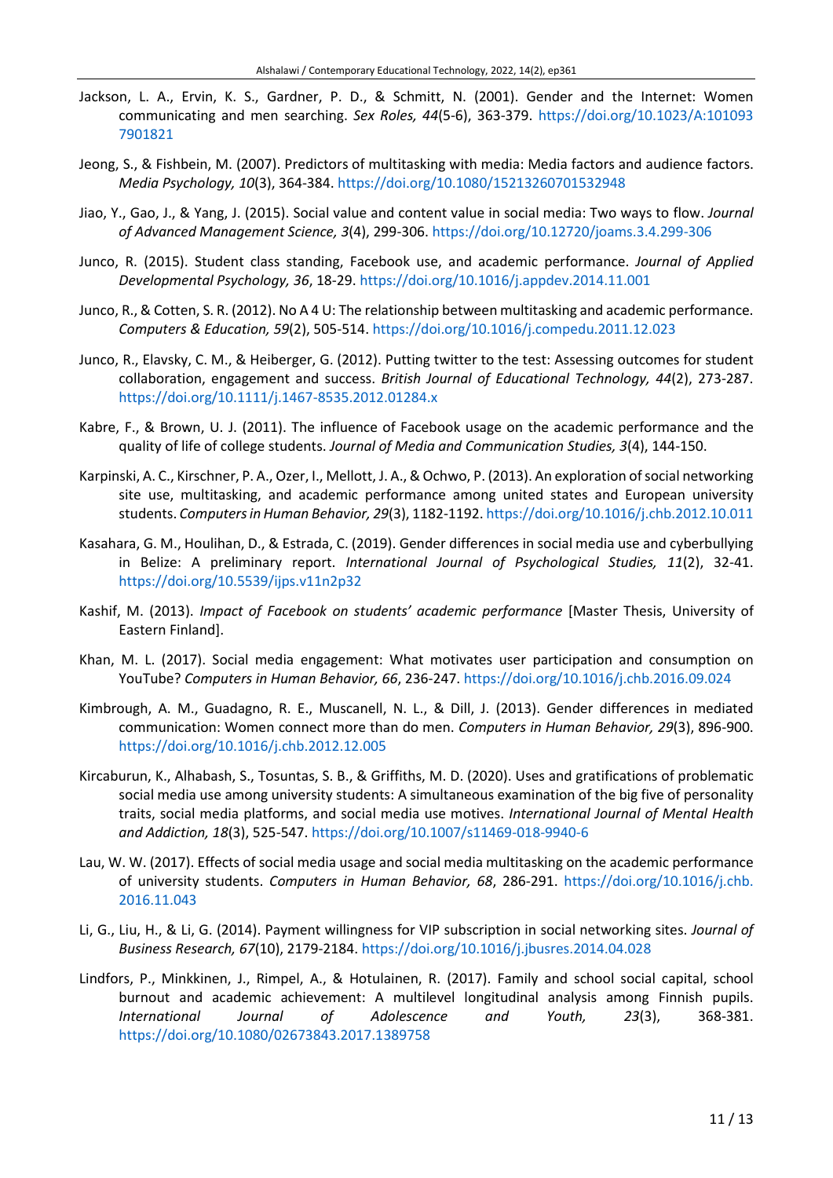Jackson, L. A., Ervin, K. S., Gardner, P. D., & Schmitt, N. (2001). Gender and the Internet: Women communicating and men searching. *Sex Roles, 44*(5-6), 363-379. https://doi.org/10.1023/A:1010937901821

Jeong, S., & Fishbein, M. (2007). Predictors of multitasking with media: Media factors and audience factors. *Media Psychology, 10*(3), 364-384. https://doi.org/10.1080/15213260701532948

Jiao, Y., Gao, J., & Yang, J. (2015). Social value and content value in social media: Two ways to flow. *Journal of Advanced Management Science, 3*(4), 299-306. https://doi.org/10.12720/joams.3.4.299-306

Junco, R. (2015). Student class standing, Facebook use, and academic performance. *Journal of Applied Developmental Psychology, 36*, 18-29. https://doi.org/10.1016/j.appdev.2014.11.001

Junco, R., & Cotten, S. R. (2012). No A 4 U: The relationship between multitasking and academic performance. *Computers & Education, 59*(2), 505-514. https://doi.org/10.1016/j.compedu.2011.12.023

Junco, R., Elavsky, C. M., & Heiberger, G. (2012). Putting twitter to the test: Assessing outcomes for student collaboration, engagement and success. *British Journal of Educational Technology, 44*(2), 273-287. https://doi.org/10.1111/j.1467-8535.2012.01284.x

Kabre, F., & Brown, U. J. (2011). The influence of Facebook usage on the academic performance and the quality of life of college students. *Journal of Media and Communication Studies, 3*(4), 144-150.

Karpinski, A. C., Kirschner, P. A., Ozer, I., Mellott, J. A., & Ochwo, P. (2013). An exploration of social networking site use, multitasking, and academic performance among united states and European university students. *Computers in Human Behavior, 29*(3), 1182-1192. https://doi.org/10.1016/j.chb.2012.10.011

Kasahara, G. M., Houlihan, D., & Estrada, C. (2019). Gender differences in social media use and cyberbullying in Belize: A preliminary report. *International Journal of Psychological Studies, 11*(2), 32-41. https://doi.org/10.5539/ijps.v11n2p32

Kashif, M. (2013). *Impact of Facebook on students' academic performance* [Master Thesis, University of Eastern Finland].

Khan, M. L. (2017). Social media engagement: What motivates user participation and consumption on YouTube? *Computers in Human Behavior, 66*, 236-247. https://doi.org/10.1016/j.chb.2016.09.024

Kimbrough, A. M., Guadagno, R. E., Muscanell, N. L., & Dill, J. (2013). Gender differences in mediated communication: Women connect more than do men. *Computers in Human Behavior, 29*(3), 896-900. https://doi.org/10.1016/j.chb.2012.12.005

Kircaburun, K., Alhabash, S., Tosuntas, S. B., & Griffiths, M. D. (2020). Uses and gratifications of problematic social media use among university students: A simultaneous examination of the big five of personality traits, social media platforms, and social media use motives. *International Journal of Mental Health and Addiction, 18*(3), 525-547. https://doi.org/10.1007/s11469-018-9940-6

Lau, W. W. (2017). Effects of social media usage and social media multitasking on the academic performance of university students. *Computers in Human Behavior, 68*, 286-291. https://doi.org/10.1016/j.chb.2016.11.043

Li, G., Liu, H., & Li, G. (2014). Payment willingness for VIP subscription in social networking sites. *Journal of Business Research, 67*(10), 2179-2184. https://doi.org/10.1016/j.jbusres.2014.04.028

Lindfors, P., Minkkinen, J., Rimpel, A., & Hotulainen, R. (2017). Family and school social capital, school burnout and academic achievement: A multilevel longitudinal analysis among Finnish pupils. *International Journal of Adolescence and Youth, 23*(3), 368-381. https://doi.org/10.1080/02673843.2017.1389758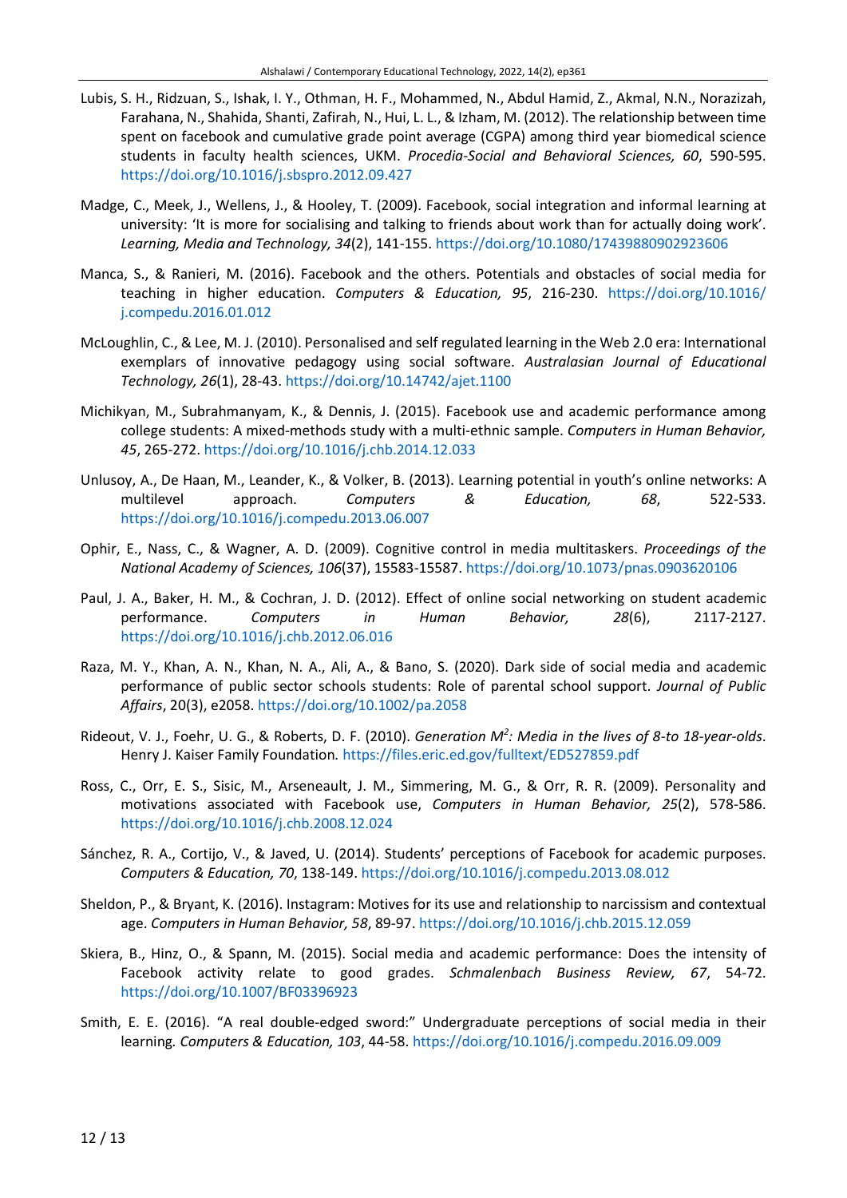Lubis, S. H., Ridzuan, S., Ishak, I. Y., Othman, H. F., Mohammed, N., Abdul Hamid, Z., Akmal, N.N., Norazizah, Farahana, N., Shahida, Shanti, Zafirah, N., Hui, L. L., & Izham, M. (2012). The relationship between time spent on facebook and cumulative grade point average (CGPA) among third year biomedical science students in faculty health sciences, UKM. *Procedia-Social and Behavioral Sciences, 60*, 590-595. https://doi.org/10.1016/j.sbspro.2012.09.427

Madge, C., Meek, J., Wellens, J., & Hooley, T. (2009). Facebook, social integration and informal learning at university: 'It is more for socialising and talking to friends about work than for actually doing work'. *Learning, Media and Technology, 34*(2), 141-155. https://doi.org/10.1080/17439880902923606

Manca, S., & Ranieri, M. (2016). Facebook and the others. Potentials and obstacles of social media for teaching in higher education. *Computers & Education, 95*, 216-230. https://doi.org/10.1016/j.compedu.2016.01.012

McLoughlin, C., & Lee, M. J. (2010). Personalised and self regulated learning in the Web 2.0 era: International exemplars of innovative pedagogy using social software. *Australasian Journal of Educational Technology, 26*(1), 28-43. https://doi.org/10.14742/ajet.1100

Michikyan, M., Subrahmanyam, K., & Dennis, J. (2015). Facebook use and academic performance among college students: A mixed-methods study with a multi-ethnic sample. *Computers in Human Behavior, 45*, 265-272. https://doi.org/10.1016/j.chb.2014.12.033

Unlusoy, A., De Haan, M., Leander, K., & Volker, B. (2013). Learning potential in youth's online networks: A multilevel approach. *Computers & Education, 68*, 522-533. https://doi.org/10.1016/j.compedu.2013.06.007

Ophir, E., Nass, C., & Wagner, A. D. (2009). Cognitive control in media multitaskers. *Proceedings of the National Academy of Sciences, 106*(37), 15583-15587. https://doi.org/10.1073/pnas.0903620106

Paul, J. A., Baker, H. M., & Cochran, J. D. (2012). Effect of online social networking on student academic performance. *Computers in Human Behavior, 28*(6), 2117-2127. https://doi.org/10.1016/j.chb.2012.06.016

Raza, M. Y., Khan, A. N., Khan, N. A., Ali, A., & Bano, S. (2020). Dark side of social media and academic performance of public sector schools students: Role of parental school support. *Journal of Public Affairs*, 20(3), e2058. https://doi.org/10.1002/pa.2058

Rideout, V. J., Foehr, U. G., & Roberts, D. F. (2010). *Generation $M^2$: Media in the lives of 8-to 18-year-olds*. Henry J. Kaiser Family Foundation. https://files.eric.ed.gov/fulltext/ED527859.pdf

Ross, C., Orr, E. S., Sisic, M., Arseneault, J. M., Simmering, M. G., & Orr, R. R. (2009). Personality and motivations associated with Facebook use, *Computers in Human Behavior, 25*(2), 578-586. https://doi.org/10.1016/j.chb.2008.12.024

Sánchez, R. A., Cortijo, V., & Javed, U. (2014). Students' perceptions of Facebook for academic purposes. *Computers & Education, 70*, 138-149. https://doi.org/10.1016/j.compedu.2013.08.012

Sheldon, P., & Bryant, K. (2016). Instagram: Motives for its use and relationship to narcissism and contextual age. *Computers in Human Behavior, 58*, 89-97. https://doi.org/10.1016/j.chb.2015.12.059

Skiera, B., Hinz, O., & Spann, M. (2015). Social media and academic performance: Does the intensity of Facebook activity relate to good grades. *Schmalenbach Business Review, 67*, 54-72. https://doi.org/10.1007/BF03396923

Smith, E. E. (2016). "A real double-edged sword:" Undergraduate perceptions of social media in their learning. *Computers & Education, 103*, 44-58. https://doi.org/10.1016/j.compedu.2016.09.009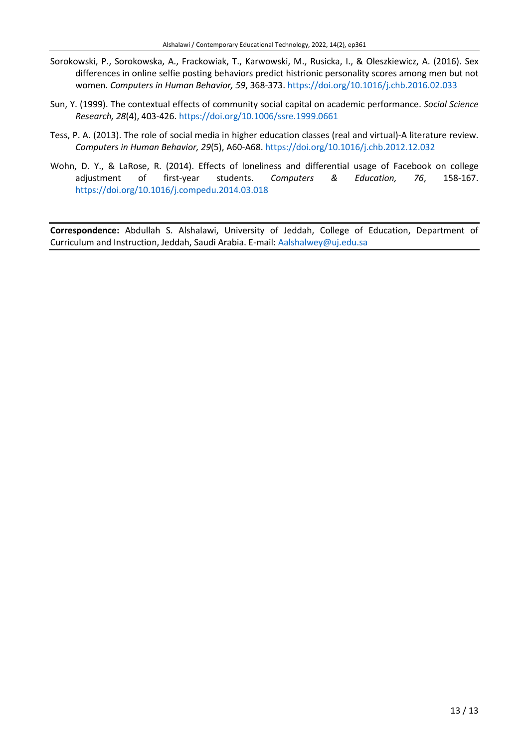Sorokowski, P., Sorokowska, A., Frackowiak, T., Karwowski, M., Rusicka, I., & Oleszkiewicz, A. (2016). Sex differences in online selfie posting behaviors predict histrionic personality scores among men but not women. *Computers in Human Behavior, 59*, 368-373. https://doi.org/10.1016/j.chb.2016.02.033

Sun, Y. (1999). The contextual effects of community social capital on academic performance. *Social Science Research, 28*(4), 403-426. https://doi.org/10.1006/ssre.1999.0661

Tess, P. A. (2013). The role of social media in higher education classes (real and virtual)-A literature review. *Computers in Human Behavior, 29*(5), A60-A68. https://doi.org/10.1016/j.chb.2012.12.032

Wohn, D. Y., & LaRose, R. (2014). Effects of loneliness and differential usage of Facebook on college adjustment of first-year students. *Computers & Education, 76*, 158-167. https://doi.org/10.1016/j.compedu.2014.03.018

---

**Correspondence:** Abdullah S. Alshalawi, University of Jeddah, College of Education, Department of Curriculum and Instruction, Jeddah, Saudi Arabia. E-mail: Aalshalwey@uj.edu.sa